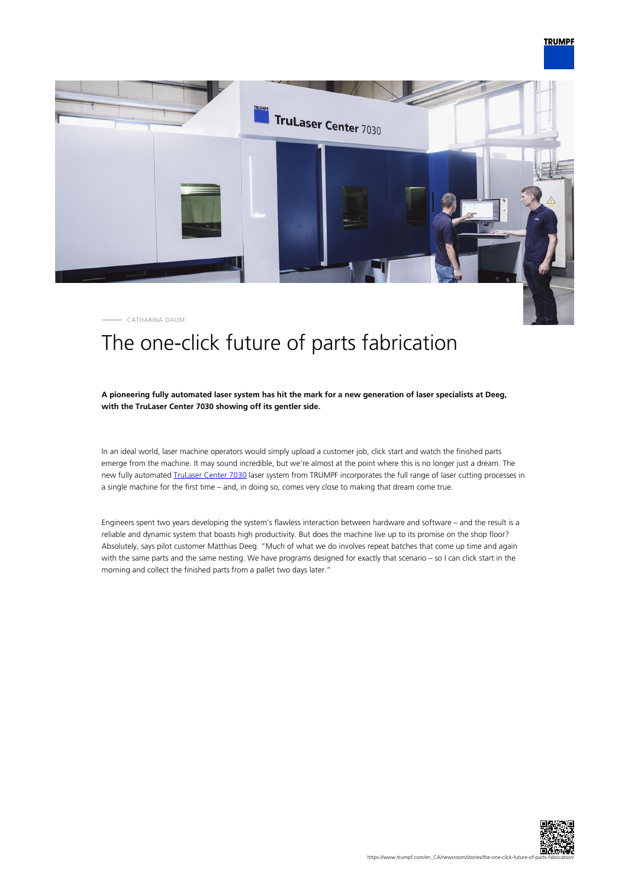CATHARINA DAUM

# The one-click future of parts fabrication

**A pioneering fully automated laser system has hit the mark for a new generation of laser specialists at Deeg, with the TruLaser Center 7030 showing off its gentler side.**

In an ideal world, laser machine operators would simply upload a customer job, click start and watch the finished parts emerge from the machine. It may sound incredible, but we're almost at the point where this is no longer just a dream. The new fully automated TruLaser Center 7030 laser system from TRUMPF incorporates the full range of laser cutting processes in a single machine for the first time – and, in doing so, comes very close to making that dream come true.

Engineers spent two years developing the system's flawless interaction between hardware and software – and the result is a reliable and dynamic system that boasts high productivity. But does the machine live up to its promise on the shop floor? Absolutely, says pilot customer Matthias Deeg. "Much of what we do involves repeat batches that come up time and again with the same parts and the same nesting. We have programs designed for exactly that scenario – so I can click start in the morning and collect the finished parts from a pallet two days later."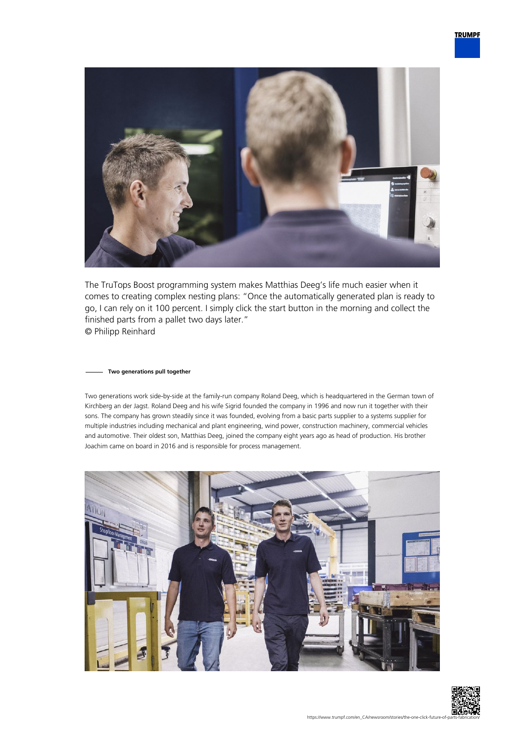The TruTops Boost programming system makes Matthias Deeg's life much easier when it comes to creating complex nesting plans: "Once the automatically generated plan is ready to go, I can rely on it 100 percent. I simply click the start button in the morning and collect the finished parts from a pallet two days later."
© Philipp Reinhard

#### Two generations pull together

Two generations work side-by-side at the family-run company Roland Deeg, which is headquartered in the German town of Kirchberg an der Jagst. Roland Deeg and his wife Sigrid founded the company in 1996 and now run it together with their sons. The company has grown steadily since it was founded, evolving from a basic parts supplier to a systems supplier for multiple industries including mechanical and plant engineering, wind power, construction machinery, commercial vehicles and automotive. Their oldest son, Matthias Deeg, joined the company eight years ago as head of production. His brother Joachim came on board in 2016 and is responsible for process management.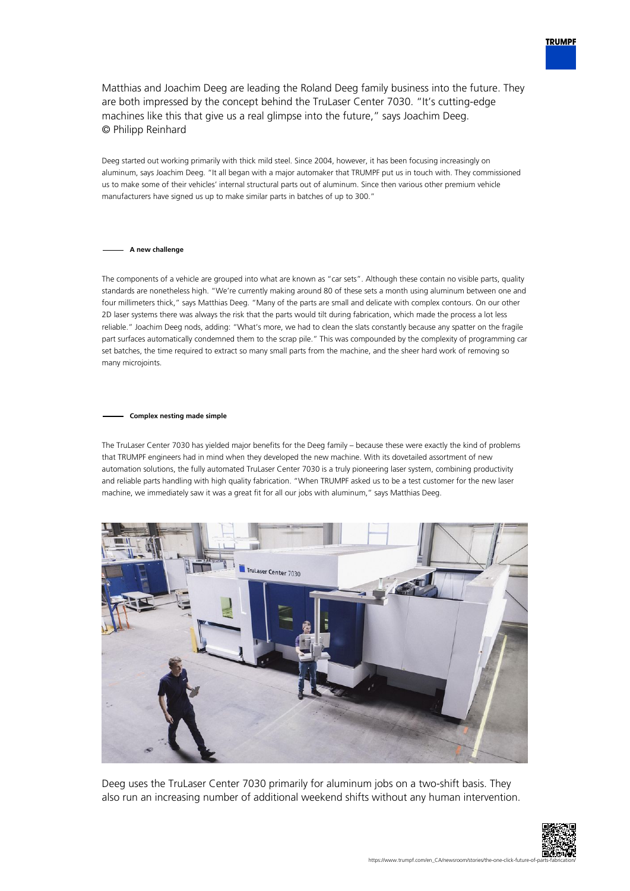Matthias and Joachim Deeg are leading the Roland Deeg family business into the future. They are both impressed by the concept behind the TruLaser Center 7030. "It's cutting-edge machines like this that give us a real glimpse into the future," says Joachim Deeg. © Philipp Reinhard

Deeg started out working primarily with thick mild steel. Since 2004, however, it has been focusing increasingly on aluminum, says Joachim Deeg. "It all began with a major automaker that TRUMPF put us in touch with. They commissioned us to make some of their vehicles' internal structural parts out of aluminum. Since then various other premium vehicle manufacturers have signed us up to make similar parts in batches of up to 300."

#### A new challenge

The components of a vehicle are grouped into what are known as "car sets". Although these contain no visible parts, quality standards are nonetheless high. "We're currently making around 80 of these sets a month using aluminum between one and four millimeters thick," says Matthias Deeg. "Many of the parts are small and delicate with complex contours. On our other 2D laser systems there was always the risk that the parts would tilt during fabrication, which made the process a lot less reliable." Joachim Deeg nods, adding: "What's more, we had to clean the slats constantly because any spatter on the fragile part surfaces automatically condemned them to the scrap pile." This was compounded by the complexity of programming car set batches, the time required to extract so many small parts from the machine, and the sheer hard work of removing so many microjoints.

#### Complex nesting made simple

The TruLaser Center 7030 has yielded major benefits for the Deeg family – because these were exactly the kind of problems that TRUMPF engineers had in mind when they developed the new machine. With its dovetailed assortment of new automation solutions, the fully automated TruLaser Center 7030 is a truly pioneering laser system, combining productivity and reliable parts handling with high quality fabrication. "When TRUMPF asked us to be a test customer for the new laser machine, we immediately saw it was a great fit for all our jobs with aluminum," says Matthias Deeg.

Deeg uses the TruLaser Center 7030 primarily for aluminum jobs on a two-shift basis. They also run an increasing number of additional weekend shifts without any human intervention.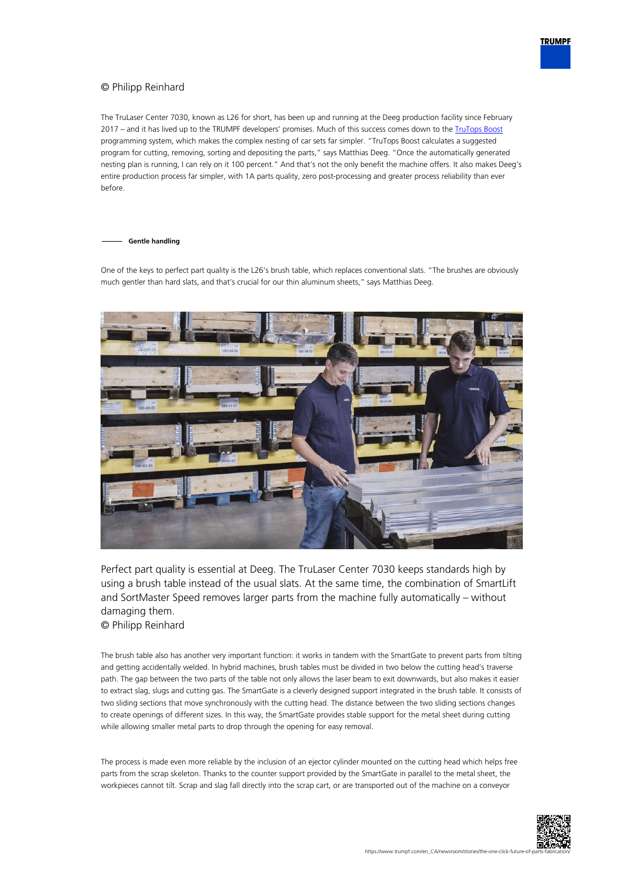© Philipp Reinhard

The TruLaser Center 7030, known as L26 for short, has been up and running at the Deeg production facility since February 2017 – and it has lived up to the TRUMPF developers' promises. Much of this success comes down to the TruTops Boost programming system, which makes the complex nesting of car sets far simpler. "TruTops Boost calculates a suggested program for cutting, removing, sorting and depositing the parts," says Matthias Deeg. "Once the automatically generated nesting plan is running, I can rely on it 100 percent." And that's not the only benefit the machine offers. It also makes Deeg's entire production process far simpler, with 1A parts quality, zero post-processing and greater process reliability than ever before.

## Gentle handling

One of the keys to perfect part quality is the L26's brush table, which replaces conventional slats. "The brushes are obviously much gentler than hard slats, and that's crucial for our thin aluminum sheets," says Matthias Deeg.

Perfect part quality is essential at Deeg. The TruLaser Center 7030 keeps standards high by using a brush table instead of the usual slats. At the same time, the combination of SmartLift and SortMaster Speed removes larger parts from the machine fully automatically – without damaging them.
© Philipp Reinhard

The brush table also has another very important function: it works in tandem with the SmartGate to prevent parts from tilting and getting accidentally welded. In hybrid machines, brush tables must be divided in two below the cutting head's traverse path. The gap between the two parts of the table not only allows the laser beam to exit downwards, but also makes it easier to extract slag, slugs and cutting gas. The SmartGate is a cleverly designed support integrated in the brush table. It consists of two sliding sections that move synchronously with the cutting head. The distance between the two sliding sections changes to create openings of different sizes. In this way, the SmartGate provides stable support for the metal sheet during cutting while allowing smaller metal parts to drop through the opening for easy removal.

The process is made even more reliable by the inclusion of an ejector cylinder mounted on the cutting head which helps free parts from the scrap skeleton. Thanks to the counter support provided by the SmartGate in parallel to the metal sheet, the workpieces cannot tilt. Scrap and slag fall directly into the scrap cart, or are transported out of the machine on a conveyor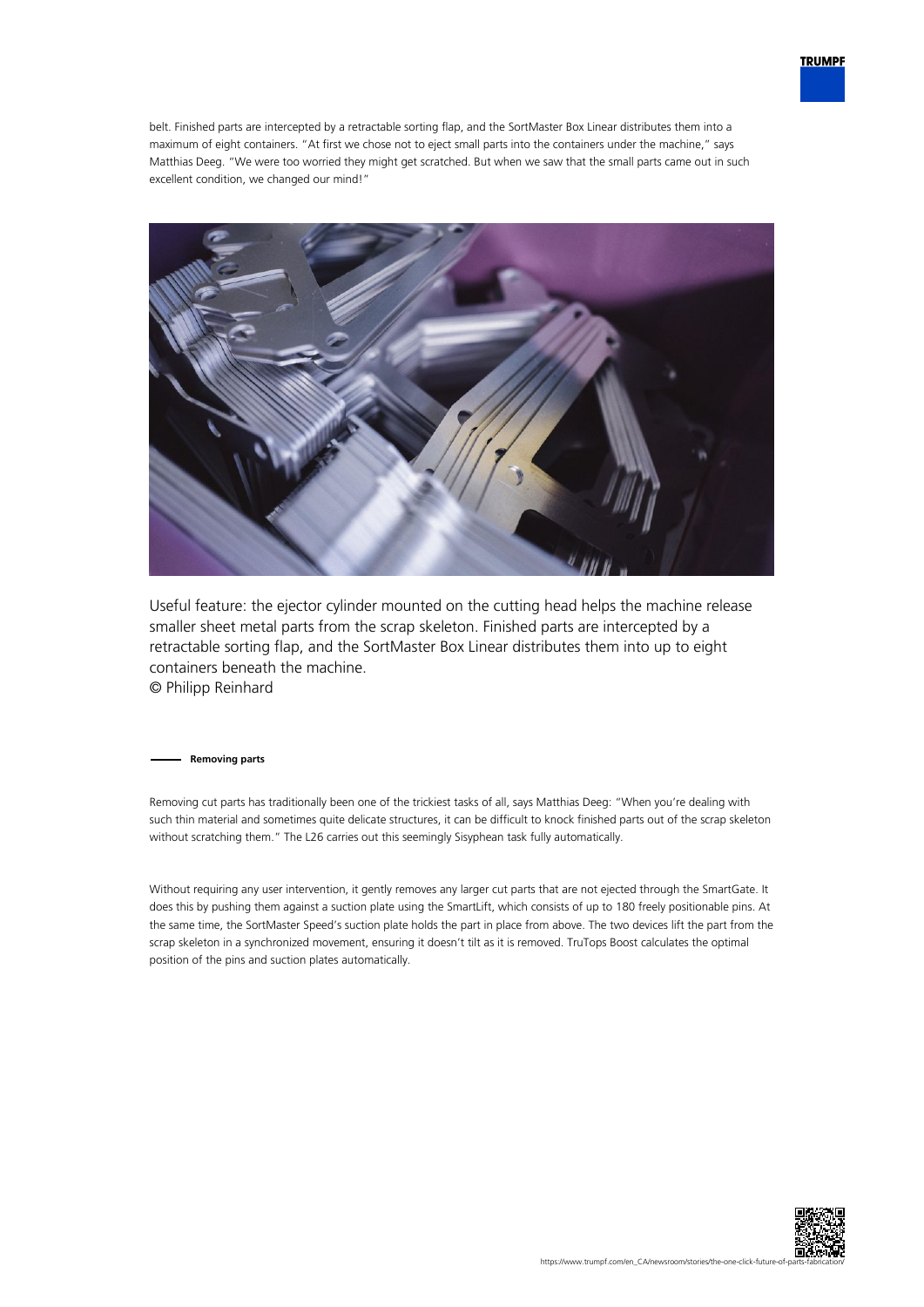belt. Finished parts are intercepted by a retractable sorting flap, and the SortMaster Box Linear distributes them into a maximum of eight containers. "At first we chose not to eject small parts into the containers under the machine," says Matthias Deeg. "We were too worried they might get scratched. But when we saw that the small parts came out in such excellent condition, we changed our mind!"

Useful feature: the ejector cylinder mounted on the cutting head helps the machine release smaller sheet metal parts from the scrap skeleton. Finished parts are intercepted by a retractable sorting flap, and the SortMaster Box Linear distributes them into up to eight containers beneath the machine.
© Philipp Reinhard

### Removing parts

Removing cut parts has traditionally been one of the trickiest tasks of all, says Matthias Deeg: "When you're dealing with such thin material and sometimes quite delicate structures, it can be difficult to knock finished parts out of the scrap skeleton without scratching them." The L26 carries out this seemingly Sisyphean task fully automatically.

Without requiring any user intervention, it gently removes any larger cut parts that are not ejected through the SmartGate. It does this by pushing them against a suction plate using the SmartLift, which consists of up to 180 freely positionable pins. At the same time, the SortMaster Speed's suction plate holds the part in place from above. The two devices lift the part from the scrap skeleton in a synchronized movement, ensuring it doesn't tilt as it is removed. TruTops Boost calculates the optimal position of the pins and suction plates automatically.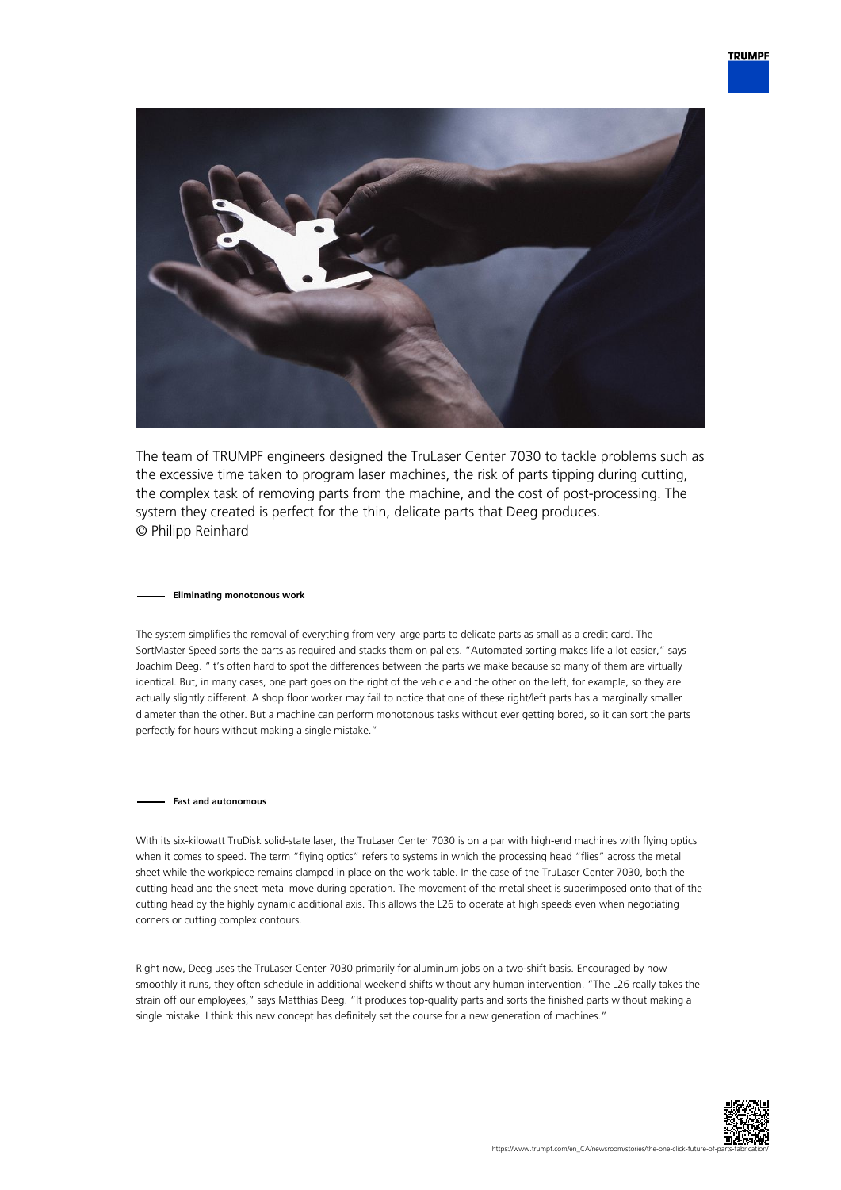The team of TRUMPF engineers designed the TruLaser Center 7030 to tackle problems such as the excessive time taken to program laser machines, the risk of parts tipping during cutting, the complex task of removing parts from the machine, and the cost of post-processing. The system they created is perfect for the thin, delicate parts that Deeg produces. © Philipp Reinhard

#### Eliminating monotonous work

The system simplifies the removal of everything from very large parts to delicate parts as small as a credit card. The SortMaster Speed sorts the parts as required and stacks them on pallets. "Automated sorting makes life a lot easier," says Joachim Deeg. "It's often hard to spot the differences between the parts we make because so many of them are virtually identical. But, in many cases, one part goes on the right of the vehicle and the other on the left, for example, so they are actually slightly different. A shop floor worker may fail to notice that one of these right/left parts has a marginally smaller diameter than the other. But a machine can perform monotonous tasks without ever getting bored, so it can sort the parts perfectly for hours without making a single mistake."

#### Fast and autonomous

With its six-kilowatt TruDisk solid-state laser, the TruLaser Center 7030 is on a par with high-end machines with flying optics when it comes to speed. The term "flying optics" refers to systems in which the processing head "flies" across the metal sheet while the workpiece remains clamped in place on the work table. In the case of the TruLaser Center 7030, both the cutting head and the sheet metal move during operation. The movement of the metal sheet is superimposed onto that of the cutting head by the highly dynamic additional axis. This allows the L26 to operate at high speeds even when negotiating corners or cutting complex contours.

Right now, Deeg uses the TruLaser Center 7030 primarily for aluminum jobs on a two-shift basis. Encouraged by how smoothly it runs, they often schedule in additional weekend shifts without any human intervention. "The L26 really takes the strain off our employees," says Matthias Deeg. "It produces top-quality parts and sorts the finished parts without making a single mistake. I think this new concept has definitely set the course for a new generation of machines."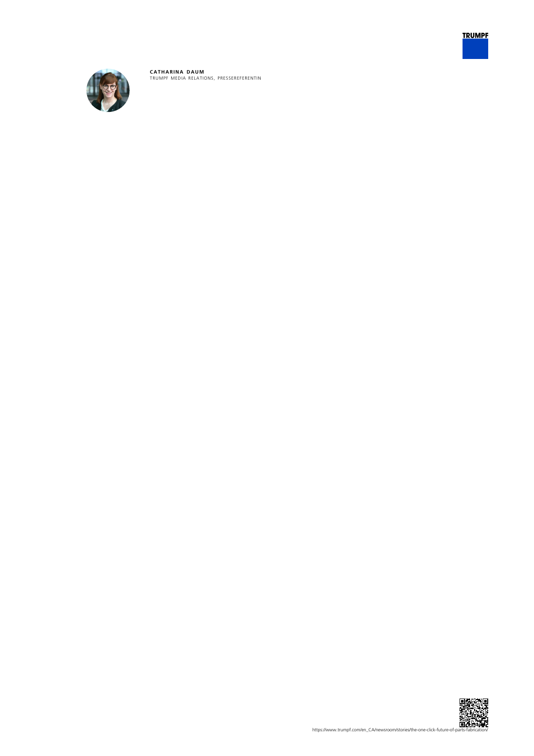**CATHARINA DAUM**
TRUMPF MEDIA RELATIONS, PRESSEREFERENTIN